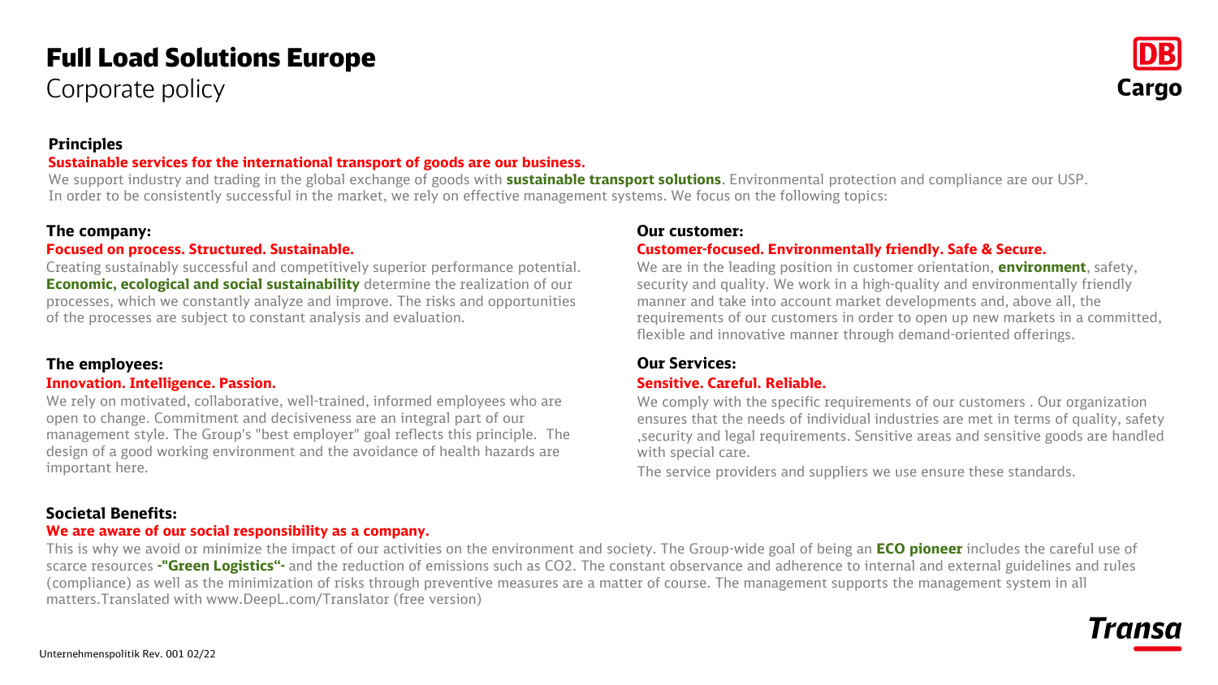# Full Load Solutions Europe

Corporate policy

## Principles

**Sustainable services for the international transport of goods are our business.**

We support industry and trading in the global exchange of goods with **sustainable transport solutions**. Environmental protection and compliance are our USP. In order to be consistently successful in the market, we rely on effective management systems. We focus on the following topics:

### The company:

**Focused on process. Structured. Sustainable.**

Creating sustainably successful and competitively superior performance potential. **Economic, ecological and social sustainability** determine the realization of our processes, which we constantly analyze and improve. The risks and opportunities of the processes are subject to constant analysis and evaluation.

### The employees:

**Innovation. Intelligence. Passion.**

We rely on motivated, collaborative, well-trained, informed employees who are open to change. Commitment and decisiveness are an integral part of our management style. The Group's "best employer" goal reflects this principle. The design of a good working environment and the avoidance of health hazards are important here.

### Our customer:

**Customer-focused. Environmentally friendly. Safe & Secure.**

We are in the leading position in customer orientation, **environment**, safety, security and quality. We work in a high-quality and environmentally friendly manner and take into account market developments and, above all, the requirements of our customers in order to open up new markets in a committed, flexible and innovative manner through demand-oriented offerings.

### Our Services:

**Sensitive. Careful. Reliable.**

We comply with the specific requirements of our customers . Our organization ensures that the needs of individual industries are met in terms of quality, safety ,security and legal requirements. Sensitive areas and sensitive goods are handled with special care.

The service providers and suppliers we use ensure these standards.

### Societal Benefits:

**We are aware of our social responsibility as a company.**

This is why we avoid or minimize the impact of our activities on the environment and society. The Group-wide goal of being an **ECO pioneer** includes the careful use of scarce resources **-"Green Logistics"-** and the reduction of emissions such as CO2. The constant observance and adherence to internal and external guidelines and rules (compliance) as well as the minimization of risks through preventive measures are a matter of course. The management supports the management system in all matters.Translated with www.DeepL.com/Translator (free version)

Unternehmenspolitik Rev. 001 02/22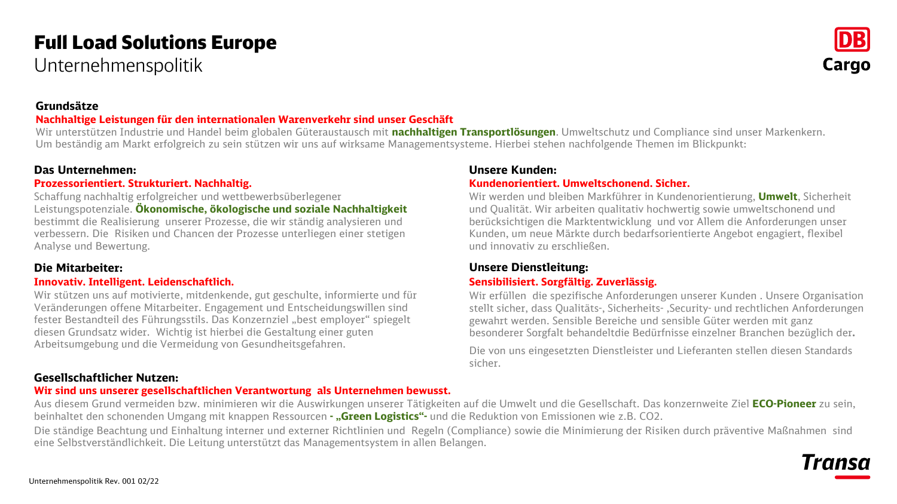# Full Load Solutions Europe

Unternehmenspolitik

### Grundsätze

**Nachhaltige Leistungen für den internationalen Warenverkehr sind unser Geschäft**

Wir unterstützen Industrie und Handel beim globalen Güteraustausch mit **nachhaltigen Transportlösungen**. Umweltschutz und Compliance sind unser Markenkern. Um beständig am Markt erfolgreich zu sein stützen wir uns auf wirksame Managementsysteme. Hierbei stehen nachfolgende Themen im Blickpunkt:

### Das Unternehmen:

**Prozessorientiert. Strukturiert. Nachhaltig.**

Schaffung nachhaltig erfolgreicher und wettbewerbsüberlegener Leistungspotenziale. **Ökonomische, ökologische und soziale Nachhaltigkeit** bestimmt die Realisierung unserer Prozesse, die wir ständig analysieren und verbessern. Die Risiken und Chancen der Prozesse unterliegen einer stetigen Analyse und Bewertung.

### Die Mitarbeiter:

**Innovativ. Intelligent. Leidenschaftlich.**

Wir stützen uns auf motivierte, mitdenkende, gut geschulte, informierte und für Veränderungen offene Mitarbeiter. Engagement und Entscheidungswillen sind fester Bestandteil des Führungsstils. Das Konzernziel „best employer" spiegelt diesen Grundsatz wider. Wichtig ist hierbei die Gestaltung einer guten Arbeitsumgebung und die Vermeidung von Gesundheitsgefahren.

### Unsere Kunden:

**Kundenorientiert. Umweltschonend. Sicher.**

Wir werden und bleiben Markführer in Kundenorientierung, **Umwelt**, Sicherheit und Qualität. Wir arbeiten qualitativ hochwertig sowie umweltschonend und berücksichtigen die Marktentwicklung und vor Allem die Anforderungen unser Kunden, um neue Märkte durch bedarfsorientierte Angebot engagiert, flexibel und innovativ zu erschließen.

### Unsere Dienstleitung:

**Sensibilisiert. Sorgfältig. Zuverlässig.**

Wir erfüllen die spezifische Anforderungen unserer Kunden . Unsere Organisation stellt sicher, dass Qualitäts-, Sicherheits- ,Security- und rechtlichen Anforderungen gewahrt werden. Sensible Bereiche und sensible Güter werden mit ganz besonderer Sorgfalt behandeltdie Bedürfnisse einzelner Branchen bezüglich der.

Die von uns eingesetzten Dienstleister und Lieferanten stellen diesen Standards sicher.

### Gesellschaftlicher Nutzen:

**Wir sind uns unserer gesellschaftlichen Verantwortung als Unternehmen bewusst.**

Aus diesem Grund vermeiden bzw. minimieren wir die Auswirkungen unserer Tätigkeiten auf die Umwelt und die Gesellschaft. Das konzernweite Ziel **ECO-Pioneer** zu sein, beinhaltet den schonenden Umgang mit knappen Ressourcen **- „Green Logistics"-** und die Reduktion von Emissionen wie z.B. $CO_2$.

Die ständige Beachtung und Einhaltung interner und externer Richtlinien und Regeln (Compliance) sowie die Minimierung der Risiken durch präventive Maßnahmen sind eine Selbstverständlichkeit. Die Leitung unterstützt das Managementsystem in allen Belangen.

Unternehmenspolitik Rev. 001 02/22